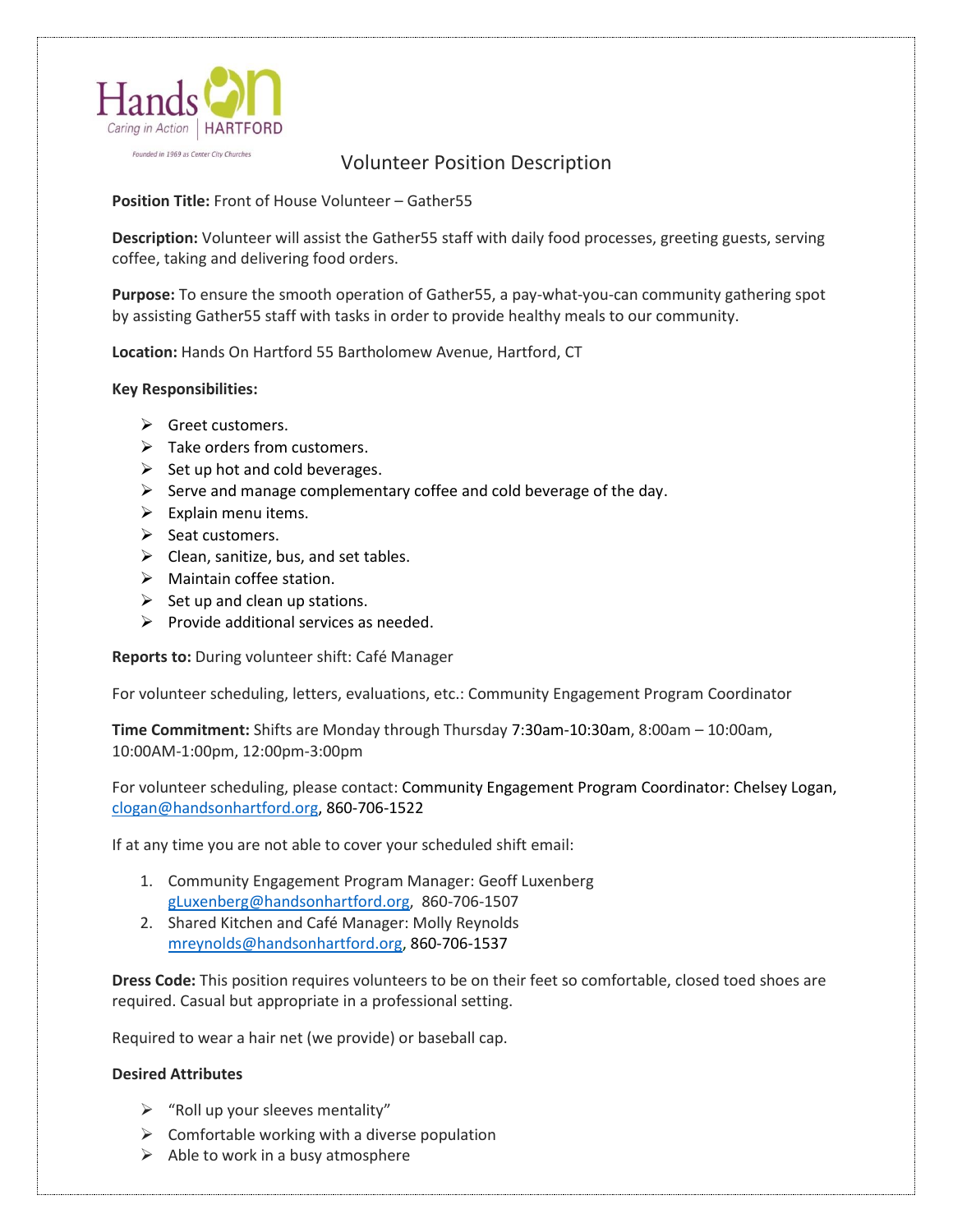Hands On — Caring in Action | HARTFORD

Founded in 1969 as Center City Churches

# Volunteer Position Description

**Position Title:** Front of House Volunteer – Gather55

**Description:** Volunteer will assist the Gather55 staff with daily food processes, greeting guests, serving coffee, taking and delivering food orders.

**Purpose:** To ensure the smooth operation of Gather55, a pay-what-you-can community gathering spot by assisting Gather55 staff with tasks in order to provide healthy meals to our community.

**Location:** Hands On Hartford 55 Bartholomew Avenue, Hartford, CT

**Key Responsibilities:**

- Greet customers.
- Take orders from customers.
- Set up hot and cold beverages.
- Serve and manage complementary coffee and cold beverage of the day.
- Explain menu items.
- Seat customers.
- Clean, sanitize, bus, and set tables.
- Maintain coffee station.
- Set up and clean up stations.
- Provide additional services as needed.

**Reports to:** During volunteer shift: Café Manager

For volunteer scheduling, letters, evaluations, etc.: Community Engagement Program Coordinator

**Time Commitment:** Shifts are Monday through Thursday 7:30am-10:30am, 8:00am – 10:00am, 10:00AM-1:00pm, 12:00pm-3:00pm

For volunteer scheduling, please contact: Community Engagement Program Coordinator: Chelsey Logan, clogan@handsonhartford.org, 860-706-1522

If at any time you are not able to cover your scheduled shift email:

1. Community Engagement Program Manager: Geoff Luxenberg gLuxenberg@handsonhartford.org, 860-706-1507
2. Shared Kitchen and Café Manager: Molly Reynolds mreynolds@handsonhartford.org, 860-706-1537

**Dress Code:** This position requires volunteers to be on their feet so comfortable, closed toed shoes are required. Casual but appropriate in a professional setting.

Required to wear a hair net (we provide) or baseball cap.

**Desired Attributes**

- "Roll up your sleeves mentality"
- Comfortable working with a diverse population
- Able to work in a busy atmosphere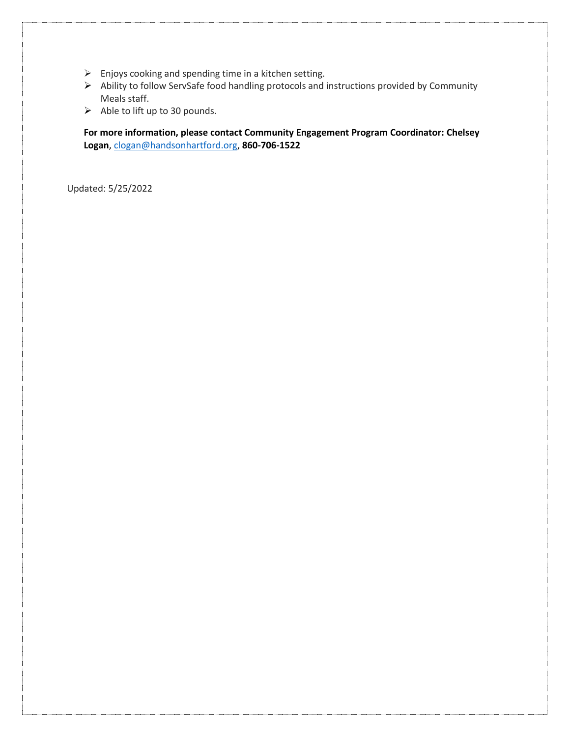- Enjoys cooking and spending time in a kitchen setting.
- Ability to follow ServSafe food handling protocols and instructions provided by Community Meals staff.
- Able to lift up to 30 pounds.

**For more information, please contact Community Engagement Program Coordinator: Chelsey Logan**, clogan@handsonhartford.org, **860-706-1522**

Updated: 5/25/2022